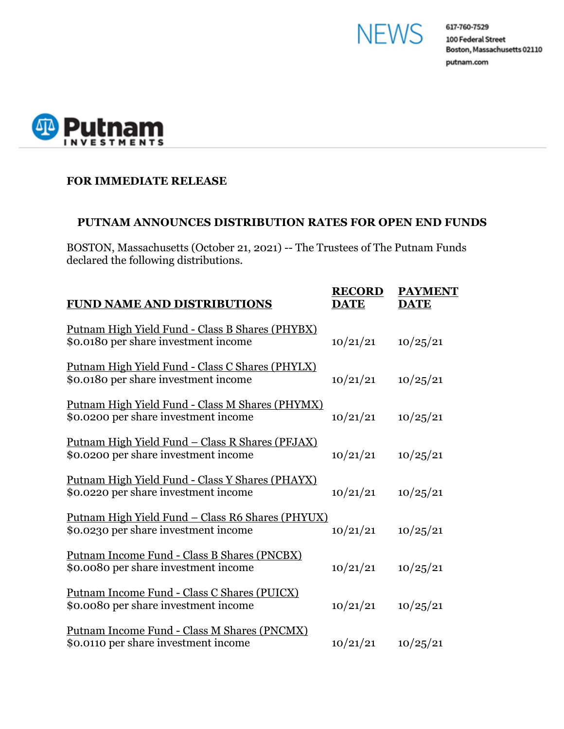NEWS

617-760-7529
100 Federal Street
Boston, Massachusetts 02110
putnam.com

Putnam INVESTMENTS

**FOR IMMEDIATE RELEASE**

## PUTNAM ANNOUNCES DISTRIBUTION RATES FOR OPEN END FUNDS

BOSTON, Massachusetts (October 21, 2021) -- The Trustees of The Putnam Funds declared the following distributions.

| FUND NAME AND DISTRIBUTIONS | RECORD DATE | PAYMENT DATE |
| --- | --- | --- |
| Putnam High Yield Fund - Class B Shares (PHYBX)<br>$0.0180 per share investment income | 10/21/21 | 10/25/21 |
| Putnam High Yield Fund - Class C Shares (PHYLX)<br>$0.0180 per share investment income | 10/21/21 | 10/25/21 |
| Putnam High Yield Fund - Class M Shares (PHYMX)<br>$0.0200 per share investment income | 10/21/21 | 10/25/21 |
| Putnam High Yield Fund – Class R Shares (PFJAX)<br>$0.0200 per share investment income | 10/21/21 | 10/25/21 |
| Putnam High Yield Fund - Class Y Shares (PHAYX)<br>$0.0220 per share investment income | 10/21/21 | 10/25/21 |
| Putnam High Yield Fund – Class R6 Shares (PHYUX)<br>$0.0230 per share investment income | 10/21/21 | 10/25/21 |
| Putnam Income Fund - Class B Shares (PNCBX)<br>$0.0080 per share investment income | 10/21/21 | 10/25/21 |
| Putnam Income Fund - Class C Shares (PUICX)<br>$0.0080 per share investment income | 10/21/21 | 10/25/21 |
| Putnam Income Fund - Class M Shares (PNCMX)<br>$0.0110 per share investment income | 10/21/21 | 10/25/21 |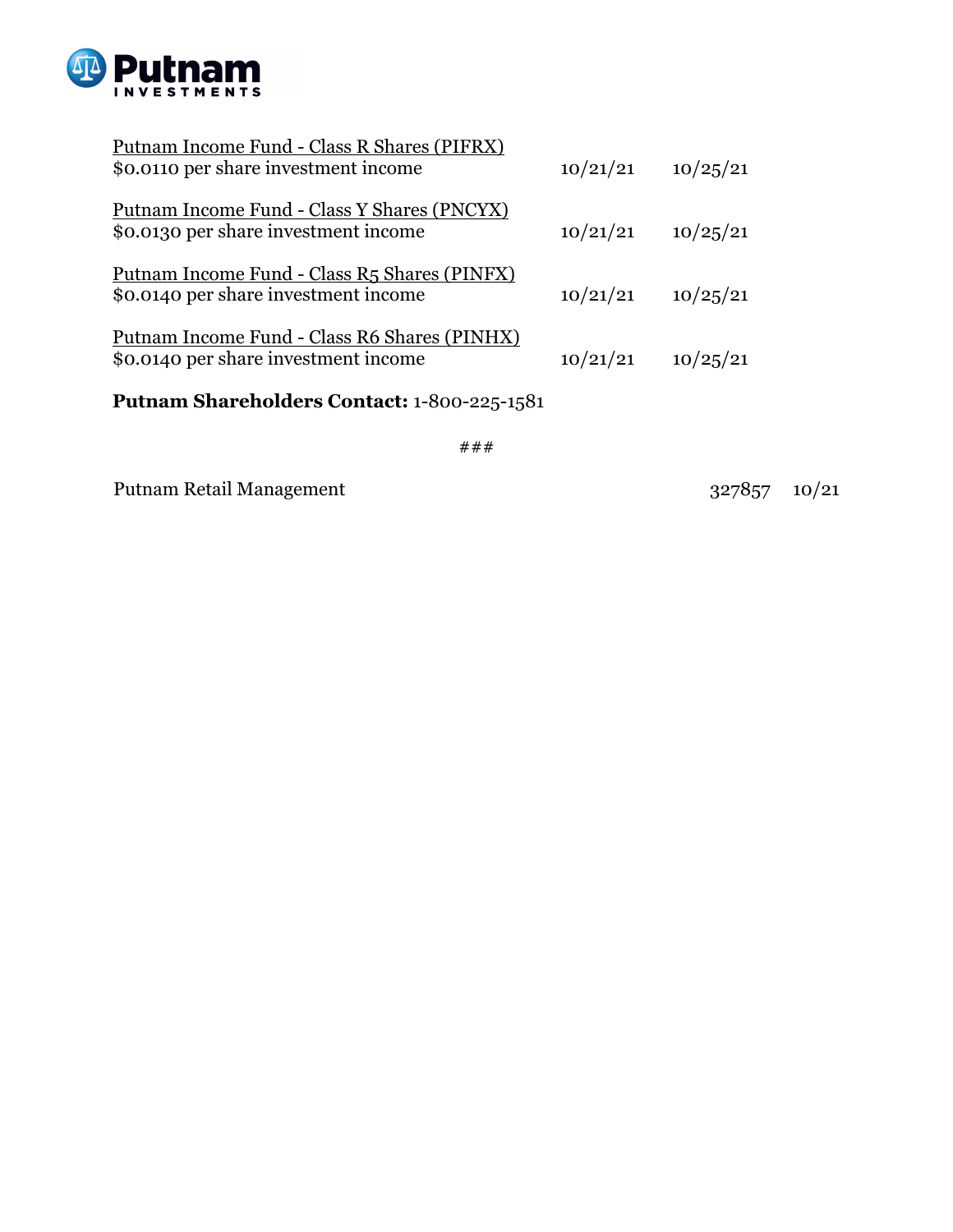| | | |
|---|---|---|
| Putnam Income Fund - Class R Shares (PIFRX)<br>$0.0110 per share investment income | 10/21/21 | 10/25/21 |
| Putnam Income Fund - Class Y Shares (PNCYX)<br>$0.0130 per share investment income | 10/21/21 | 10/25/21 |
| Putnam Income Fund - Class R5 Shares (PINFX)<br>$0.0140 per share investment income | 10/21/21 | 10/25/21 |
| Putnam Income Fund - Class R6 Shares (PINHX)<br>$0.0140 per share investment income | 10/21/21 | 10/25/21 |

**Putnam Shareholders Contact:** 1-800-225-1581

###

Putnam Retail Management 327857 10/21